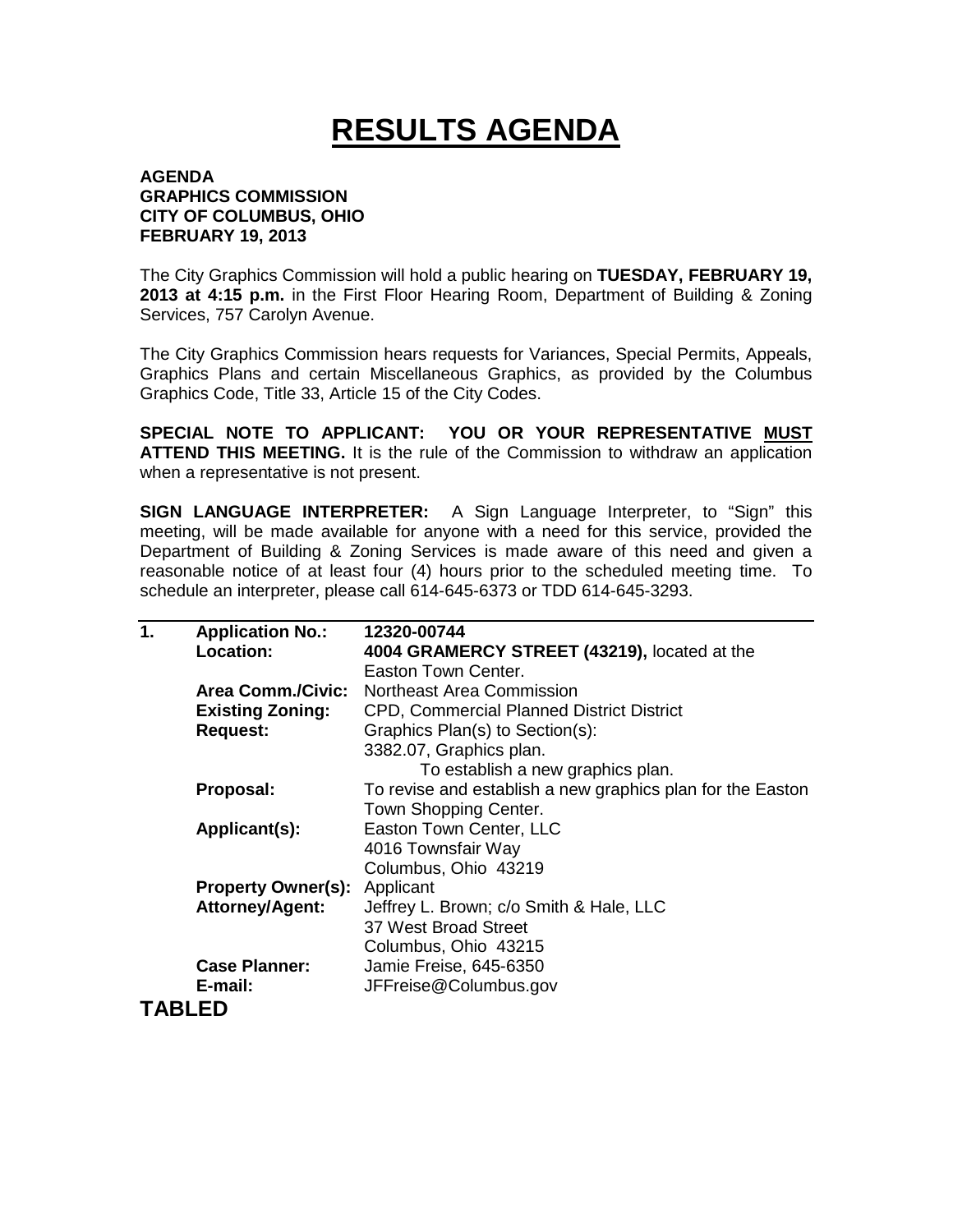# RESULTS AGENDA

**AGENDA**
**GRAPHICS COMMISSION**
**CITY OF COLUMBUS, OHIO**
**FEBRUARY 19, 2013**

The City Graphics Commission will hold a public hearing on **TUESDAY, FEBRUARY 19, 2013 at 4:15 p.m.** in the First Floor Hearing Room, Department of Building & Zoning Services, 757 Carolyn Avenue.

The City Graphics Commission hears requests for Variances, Special Permits, Appeals, Graphics Plans and certain Miscellaneous Graphics, as provided by the Columbus Graphics Code, Title 33, Article 15 of the City Codes.

**SPECIAL NOTE TO APPLICANT: YOU OR YOUR REPRESENTATIVE MUST ATTEND THIS MEETING.** It is the rule of the Commission to withdraw an application when a representative is not present.

**SIGN LANGUAGE INTERPRETER:** A Sign Language Interpreter, to "Sign" this meeting, will be made available for anyone with a need for this service, provided the Department of Building & Zoning Services is made aware of this need and given a reasonable notice of at least four (4) hours prior to the scheduled meeting time. To schedule an interpreter, please call 614-645-6373 or TDD 614-645-3293.

---

**1.**

| | |
|---|---|
| **Application No.:** | **12320-00744** |
| **Location:** | **4004 GRAMERCY STREET (43219),** located at the Easton Town Center. |
| **Area Comm./Civic:** | Northeast Area Commission |
| **Existing Zoning:** | CPD, Commercial Planned District District |
| **Request:** | Graphics Plan(s) to Section(s): 3382.07, Graphics plan. To establish a new graphics plan. |
| **Proposal:** | To revise and establish a new graphics plan for the Easton Town Shopping Center. |
| **Applicant(s):** | Easton Town Center, LLC<br>4016 Townsfair Way<br>Columbus, Ohio 43219 |
| **Property Owner(s):** | Applicant |
| **Attorney/Agent:** | Jeffrey L. Brown; c/o Smith & Hale, LLC<br>37 West Broad Street<br>Columbus, Ohio 43215 |
| **Case Planner:** | Jamie Freise, 645-6350 |
| **E-mail:** | JFFreise@Columbus.gov |

**TABLED**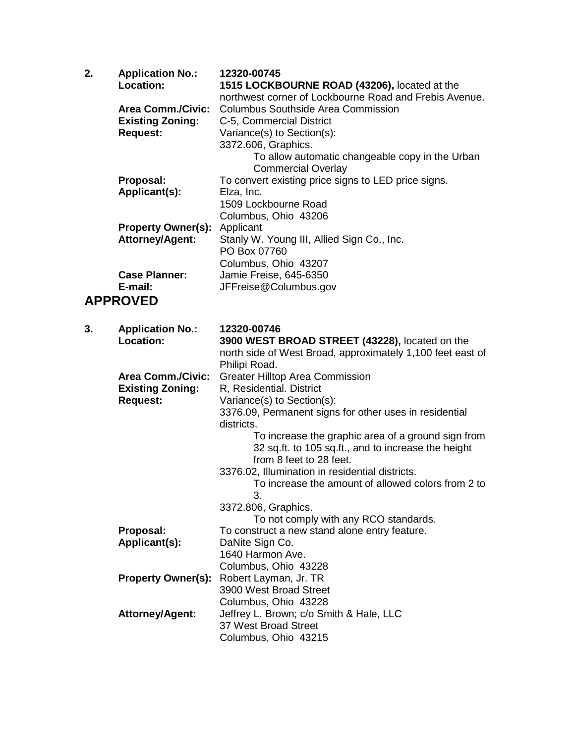**2.** **Application No.:** **12320-00745**

**Location:** **1515 LOCKBOURNE ROAD (43206),** located at the northwest corner of Lockbourne Road and Frebis Avenue.

**Area Comm./Civic:** Columbus Southside Area Commission

**Existing Zoning:** C-5, Commercial District

**Request:** Variance(s) to Section(s):

3372.606, Graphics.

To allow automatic changeable copy in the Urban Commercial Overlay

**Proposal:** To convert existing price signs to LED price signs.

**Applicant(s):** Elza, Inc.
1509 Lockbourne Road
Columbus, Ohio 43206

**Property Owner(s):** Applicant

**Attorney/Agent:** Stanly W. Young III, Allied Sign Co., Inc.
PO Box 07760
Columbus, Ohio 43207

**Case Planner:** Jamie Freise, 645-6350

**E-mail:** JFFreise@Columbus.gov

## APPROVED

**3.** **Application No.:** **12320-00746**

**Location:** **3900 WEST BROAD STREET (43228),** located on the north side of West Broad, approximately 1,100 feet east of Philipi Road.

**Area Comm./Civic:** Greater Hilltop Area Commission

**Existing Zoning:** R, Residential. District

**Request:** Variance(s) to Section(s):

3376.09, Permanent signs for other uses in residential districts.

To increase the graphic area of a ground sign from 32 sq.ft. to 105 sq.ft., and to increase the height from 8 feet to 28 feet.

3376.02, Illumination in residential districts.

To increase the amount of allowed colors from 2 to 3.

3372.806, Graphics.

To not comply with any RCO standards.

**Proposal:** To construct a new stand alone entry feature.

**Applicant(s):** DaNite Sign Co.
1640 Harmon Ave.
Columbus, Ohio 43228

**Property Owner(s):** Robert Layman, Jr. TR
3900 West Broad Street
Columbus, Ohio 43228

**Attorney/Agent:** Jeffrey L. Brown; c/o Smith & Hale, LLC
37 West Broad Street
Columbus, Ohio 43215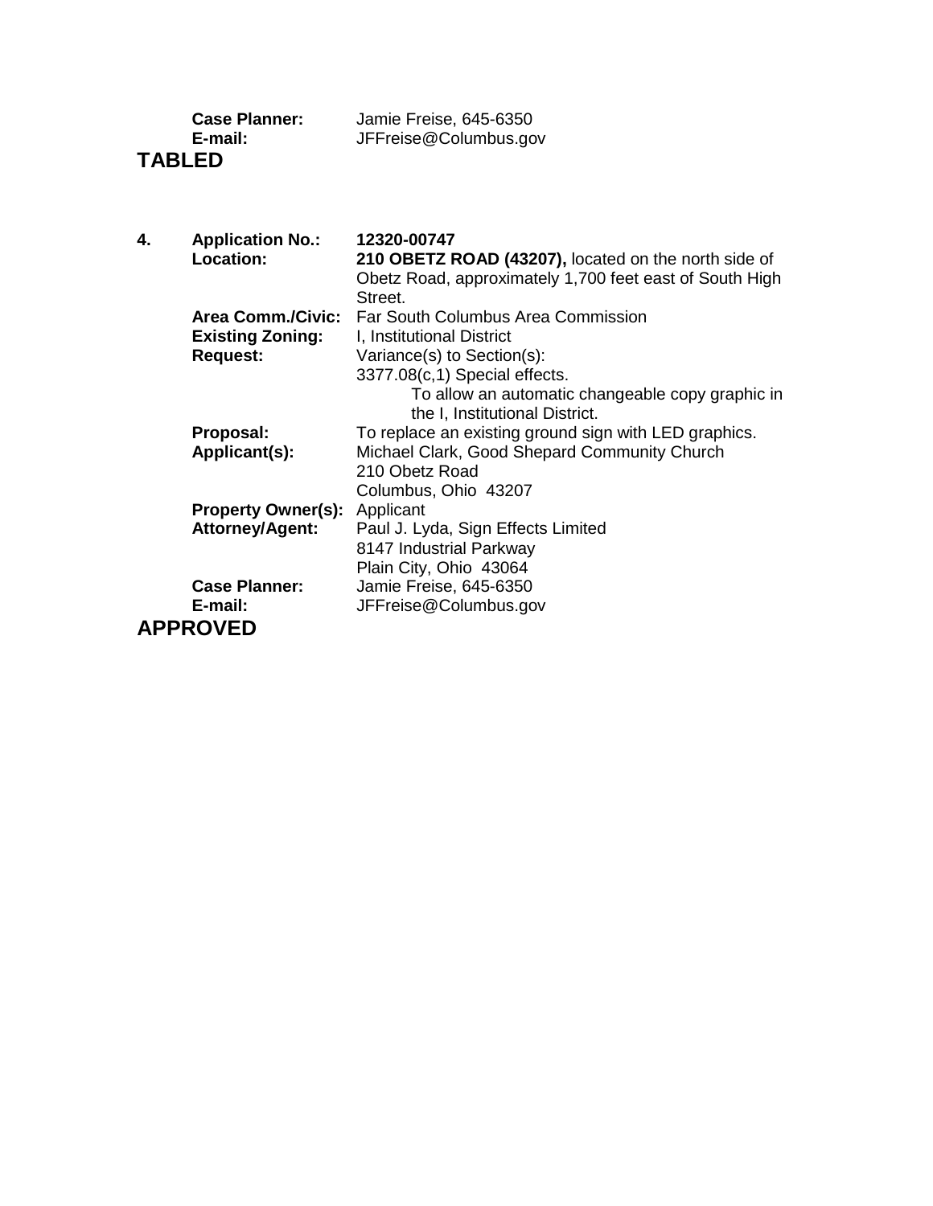**Case Planner:** Jamie Freise, 645-6350
**E-mail:** JFFreise@Columbus.gov

**TABLED**

**4. Application No.:** **12320-00747**
**Location:** **210 OBETZ ROAD (43207),** located on the north side of Obetz Road, approximately 1,700 feet east of South High Street.
**Area Comm./Civic:** Far South Columbus Area Commission
**Existing Zoning:** I, Institutional District
**Request:** Variance(s) to Section(s):
3377.08(c,1) Special effects.
To allow an automatic changeable copy graphic in the I, Institutional District.
**Proposal:** To replace an existing ground sign with LED graphics.
**Applicant(s):** Michael Clark, Good Shepard Community Church
210 Obetz Road
Columbus, Ohio 43207
**Property Owner(s):** Applicant
**Attorney/Agent:** Paul J. Lyda, Sign Effects Limited
8147 Industrial Parkway
Plain City, Ohio 43064
**Case Planner:** Jamie Freise, 645-6350
**E-mail:** JFFreise@Columbus.gov

**APPROVED**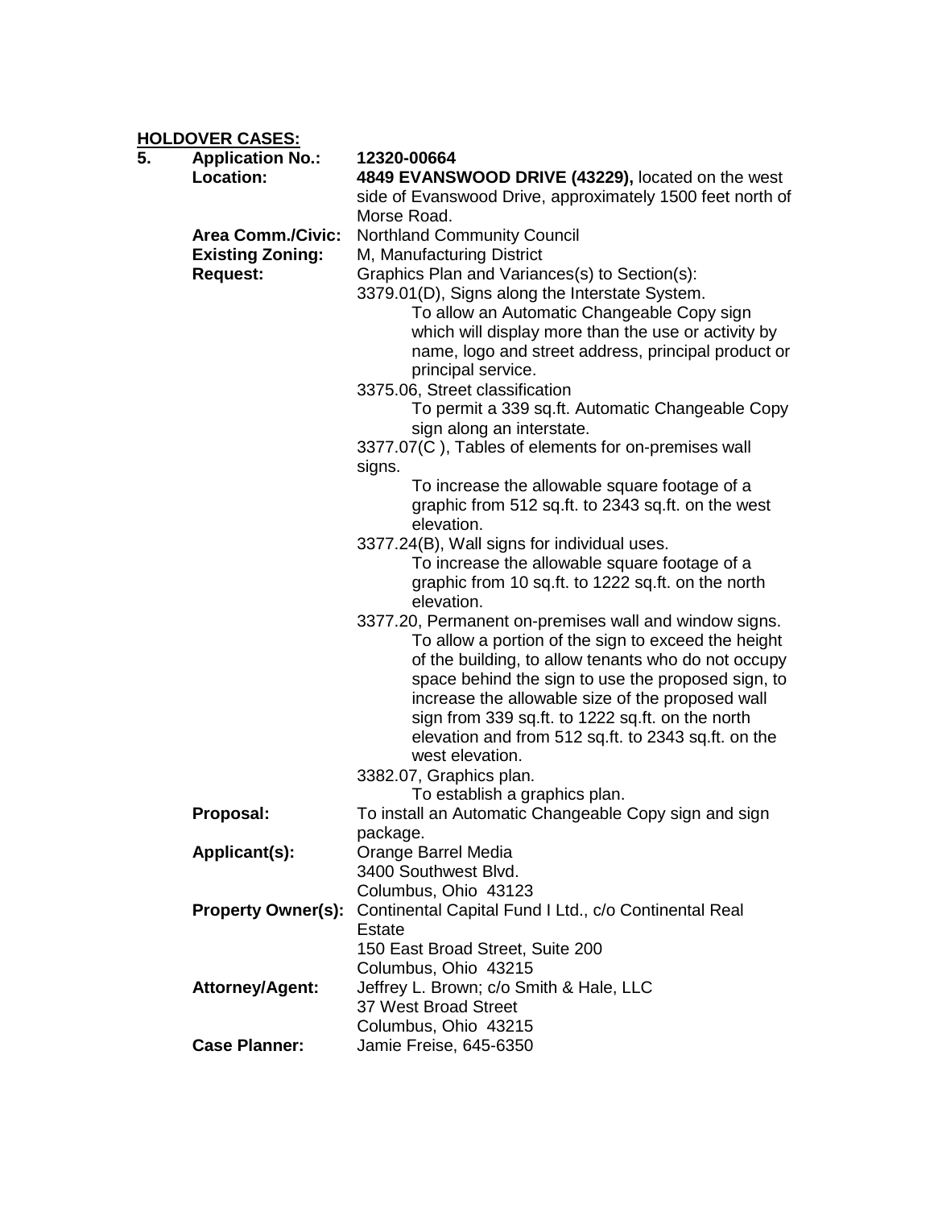**HOLDOVER CASES:**

**5. Application No.:** **12320-00664**

**Location:** **4849 EVANSWOOD DRIVE (43229),** located on the west side of Evanswood Drive, approximately 1500 feet north of Morse Road.

**Area Comm./Civic:** Northland Community Council

**Existing Zoning:** M, Manufacturing District

**Request:** Graphics Plan and Variances(s) to Section(s):

3379.01(D), Signs along the Interstate System.
> To allow an Automatic Changeable Copy sign which will display more than the use or activity by name, logo and street address, principal product or principal service.

3375.06, Street classification
> To permit a 339 sq.ft. Automatic Changeable Copy sign along an interstate.

3377.07(C ), Tables of elements for on-premises wall signs.
> To increase the allowable square footage of a graphic from 512 sq.ft. to 2343 sq.ft. on the west elevation.

3377.24(B), Wall signs for individual uses.
> To increase the allowable square footage of a graphic from 10 sq.ft. to 1222 sq.ft. on the north elevation.

3377.20, Permanent on-premises wall and window signs.
> To allow a portion of the sign to exceed the height of the building, to allow tenants who do not occupy space behind the sign to use the proposed sign, to increase the allowable size of the proposed wall sign from 339 sq.ft. to 1222 sq.ft. on the north elevation and from 512 sq.ft. to 2343 sq.ft. on the west elevation.

3382.07, Graphics plan.
> To establish a graphics plan.

**Proposal:** To install an Automatic Changeable Copy sign and sign package.

**Applicant(s):** Orange Barrel Media
3400 Southwest Blvd.
Columbus, Ohio 43123

**Property Owner(s):** Continental Capital Fund I Ltd., c/o Continental Real Estate
150 East Broad Street, Suite 200
Columbus, Ohio 43215

**Attorney/Agent:** Jeffrey L. Brown; c/o Smith & Hale, LLC
37 West Broad Street
Columbus, Ohio 43215

**Case Planner:** Jamie Freise, 645-6350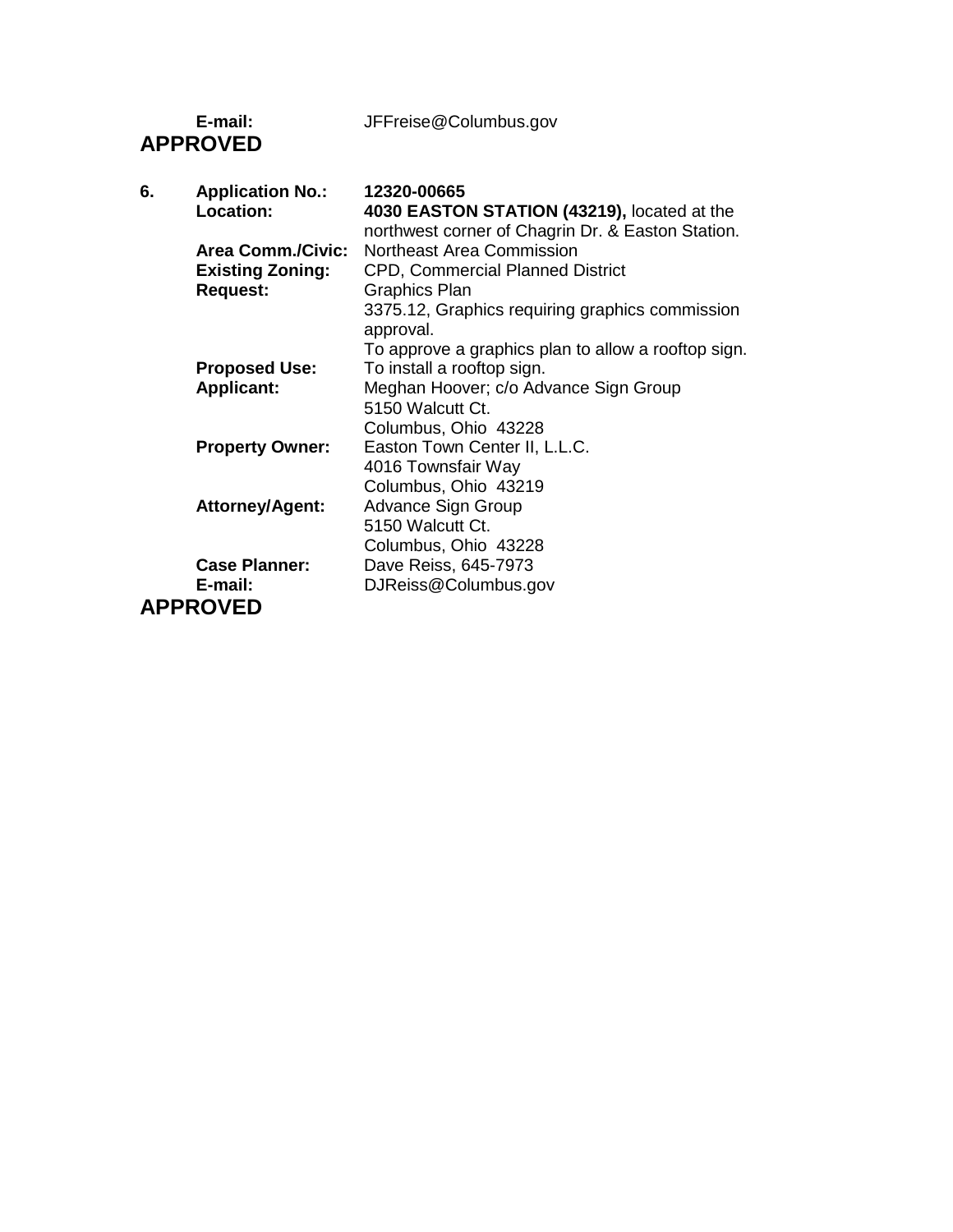**E-mail:** JFFreise@Columbus.gov

**APPROVED**

6. **Application No.:** **12320-00665**

**Location:** **4030 EASTON STATION (43219),** located at the northwest corner of Chagrin Dr. & Easton Station.

**Area Comm./Civic:** Northeast Area Commission

**Existing Zoning:** CPD, Commercial Planned District

**Request:** Graphics Plan
3375.12, Graphics requiring graphics commission approval.
To approve a graphics plan to allow a rooftop sign.

**Proposed Use:** To install a rooftop sign.

**Applicant:** Meghan Hoover; c/o Advance Sign Group
5150 Walcutt Ct.
Columbus, Ohio 43228

**Property Owner:** Easton Town Center II, L.L.C.
4016 Townsfair Way
Columbus, Ohio 43219

**Attorney/Agent:** Advance Sign Group
5150 Walcutt Ct.
Columbus, Ohio 43228

**Case Planner:** Dave Reiss, 645-7973

**E-mail:** DJReiss@Columbus.gov

**APPROVED**